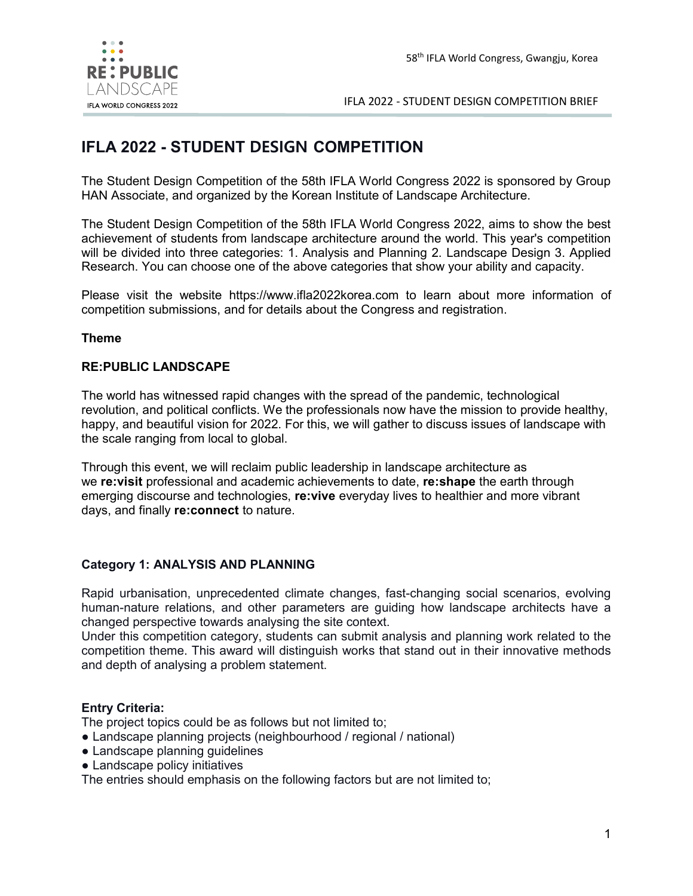# IFLA 2022 - STUDENT DESIGN COMPETITION

The Student Design Competition of the 58th IFLA World Congress 2022 is sponsored by Group HAN Associate, and organized by the Korean Institute of Landscape Architecture.

The Student Design Competition of the 58th IFLA World Congress 2022, aims to show the best achievement of students from landscape architecture around the world. This year's competition will be divided into three categories: 1. Analysis and Planning 2. Landscape Design 3. Applied Research. You can choose one of the above categories that show your ability and capacity.

Please visit the website https://www.ifla2022korea.com to learn about more information of competition submissions, and for details about the Congress and registration.

**Theme**

**RE:PUBLIC LANDSCAPE**

The world has witnessed rapid changes with the spread of the pandemic, technological revolution, and political conflicts. We the professionals now have the mission to provide healthy, happy, and beautiful vision for 2022. For this, we will gather to discuss issues of landscape with the scale ranging from local to global.

Through this event, we will reclaim public leadership in landscape architecture as we **re:visit** professional and academic achievements to date, **re:shape** the earth through emerging discourse and technologies, **re:vive** everyday lives to healthier and more vibrant days, and finally **re:connect** to nature.

**Category 1: ANALYSIS AND PLANNING**

Rapid urbanisation, unprecedented climate changes, fast-changing social scenarios, evolving human-nature relations, and other parameters are guiding how landscape architects have a changed perspective towards analysing the site context.
Under this competition category, students can submit analysis and planning work related to the competition theme. This award will distinguish works that stand out in their innovative methods and depth of analysing a problem statement.

**Entry Criteria:**
The project topics could be as follows but not limited to;
- Landscape planning projects (neighbourhood / regional / national)
- Landscape planning guidelines
- Landscape policy initiatives

The entries should emphasis on the following factors but are not limited to;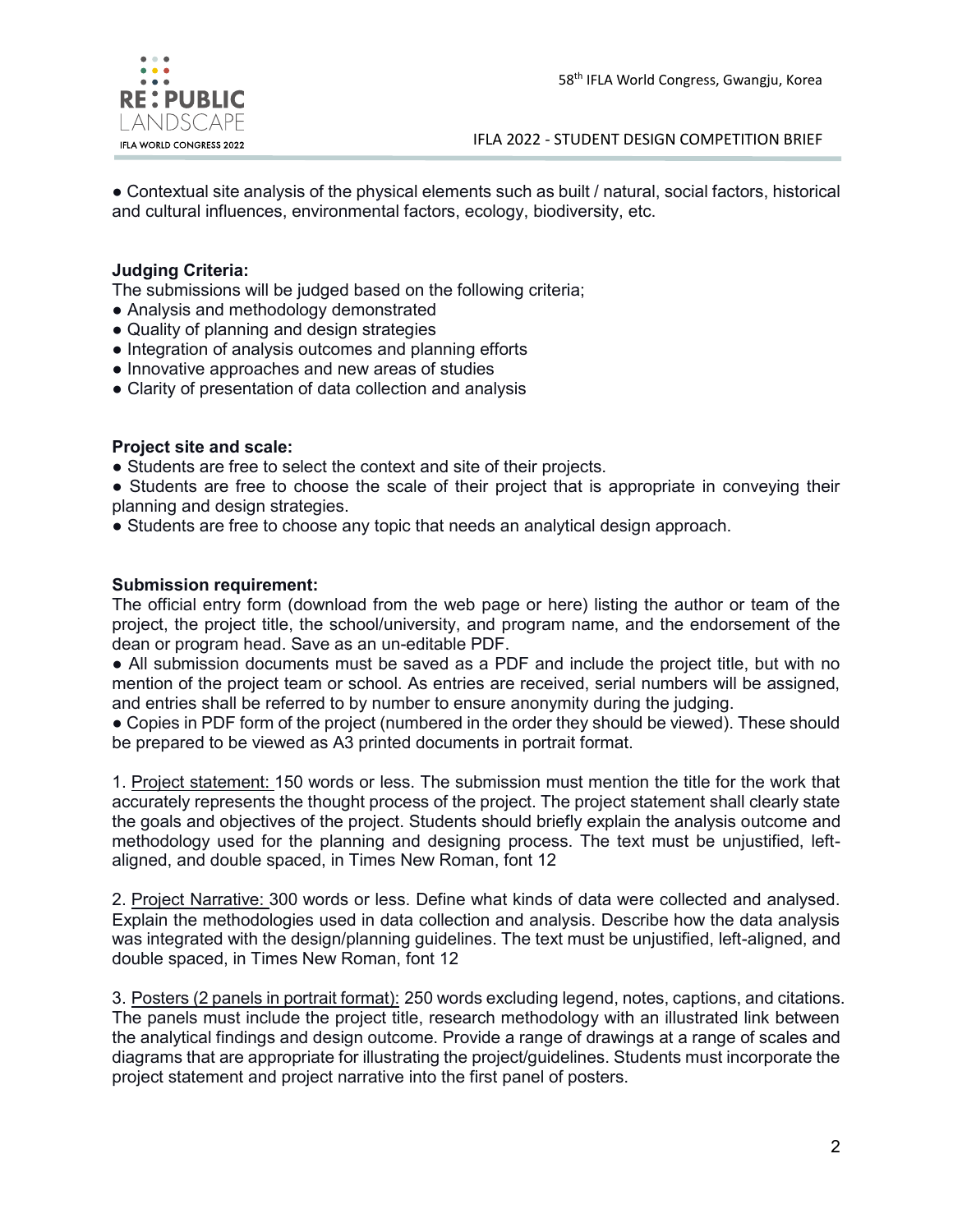- Contextual site analysis of the physical elements such as built / natural, social factors, historical and cultural influences, environmental factors, ecology, biodiversity, etc.

**Judging Criteria:**

The submissions will be judged based on the following criteria;

- Analysis and methodology demonstrated
- Quality of planning and design strategies
- Integration of analysis outcomes and planning efforts
- Innovative approaches and new areas of studies
- Clarity of presentation of data collection and analysis

**Project site and scale:**

- Students are free to select the context and site of their projects.
- Students are free to choose the scale of their project that is appropriate in conveying their planning and design strategies.
- Students are free to choose any topic that needs an analytical design approach.

**Submission requirement:**

The official entry form (download from the web page or here) listing the author or team of the project, the project title, the school/university, and program name, and the endorsement of the dean or program head. Save as an un-editable PDF.

- All submission documents must be saved as a PDF and include the project title, but with no mention of the project team or school. As entries are received, serial numbers will be assigned, and entries shall be referred to by number to ensure anonymity during the judging.
- Copies in PDF form of the project (numbered in the order they should be viewed). These should be prepared to be viewed as A3 printed documents in portrait format.

1. Project statement: 150 words or less. The submission must mention the title for the work that accurately represents the thought process of the project. The project statement shall clearly state the goals and objectives of the project. Students should briefly explain the analysis outcome and methodology used for the planning and designing process. The text must be unjustified, left-aligned, and double spaced, in Times New Roman, font 12

2. Project Narrative: 300 words or less. Define what kinds of data were collected and analysed. Explain the methodologies used in data collection and analysis. Describe how the data analysis was integrated with the design/planning guidelines. The text must be unjustified, left-aligned, and double spaced, in Times New Roman, font 12

3. Posters (2 panels in portrait format): 250 words excluding legend, notes, captions, and citations. The panels must include the project title, research methodology with an illustrated link between the analytical findings and design outcome. Provide a range of drawings at a range of scales and diagrams that are appropriate for illustrating the project/guidelines. Students must incorporate the project statement and project narrative into the first panel of posters.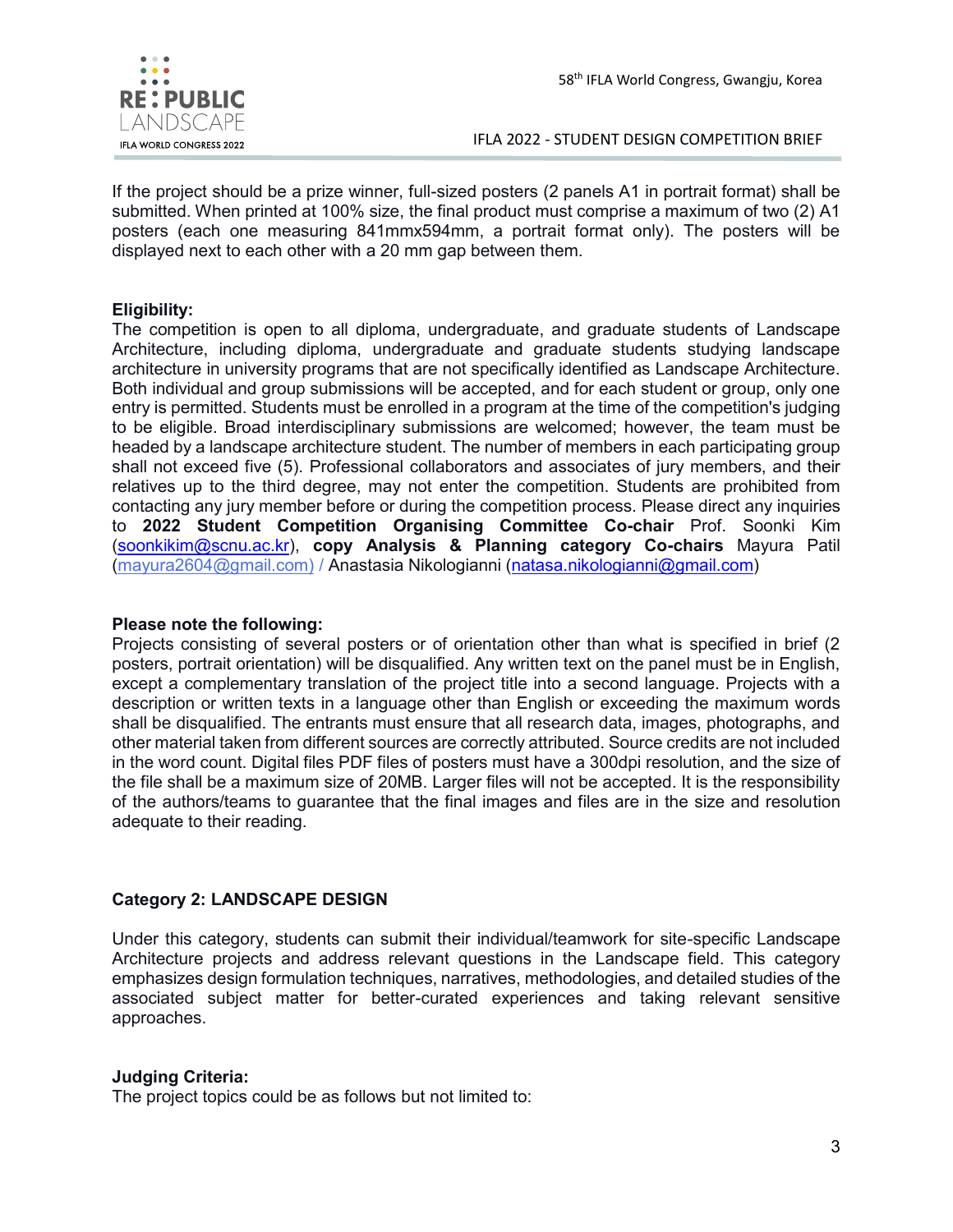If the project should be a prize winner, full-sized posters (2 panels A1 in portrait format) shall be submitted. When printed at 100% size, the final product must comprise a maximum of two (2) A1 posters (each one measuring 841mmx594mm, a portrait format only). The posters will be displayed next to each other with a 20 mm gap between them.

**Eligibility:**
The competition is open to all diploma, undergraduate, and graduate students of Landscape Architecture, including diploma, undergraduate and graduate students studying landscape architecture in university programs that are not specifically identified as Landscape Architecture. Both individual and group submissions will be accepted, and for each student or group, only one entry is permitted. Students must be enrolled in a program at the time of the competition's judging to be eligible. Broad interdisciplinary submissions are welcomed; however, the team must be headed by a landscape architecture student. The number of members in each participating group shall not exceed five (5). Professional collaborators and associates of jury members, and their relatives up to the third degree, may not enter the competition. Students are prohibited from contacting any jury member before or during the competition process. Please direct any inquiries to **2022 Student Competition Organising Committee Co-chair** Prof. Soonki Kim (soonkikim@scnu.ac.kr), **copy Analysis & Planning category Co-chairs** Mayura Patil (mayura2604@gmail.com) / Anastasia Nikologianni (natasa.nikologianni@gmail.com)

**Please note the following:**
Projects consisting of several posters or of orientation other than what is specified in brief (2 posters, portrait orientation) will be disqualified. Any written text on the panel must be in English, except a complementary translation of the project title into a second language. Projects with a description or written texts in a language other than English or exceeding the maximum words shall be disqualified. The entrants must ensure that all research data, images, photographs, and other material taken from different sources are correctly attributed. Source credits are not included in the word count. Digital files PDF files of posters must have a 300dpi resolution, and the size of the file shall be a maximum size of 20MB. Larger files will not be accepted. It is the responsibility of the authors/teams to guarantee that the final images and files are in the size and resolution adequate to their reading.

**Category 2: LANDSCAPE DESIGN**

Under this category, students can submit their individual/teamwork for site-specific Landscape Architecture projects and address relevant questions in the Landscape field. This category emphasizes design formulation techniques, narratives, methodologies, and detailed studies of the associated subject matter for better-curated experiences and taking relevant sensitive approaches.

**Judging Criteria:**
The project topics could be as follows but not limited to: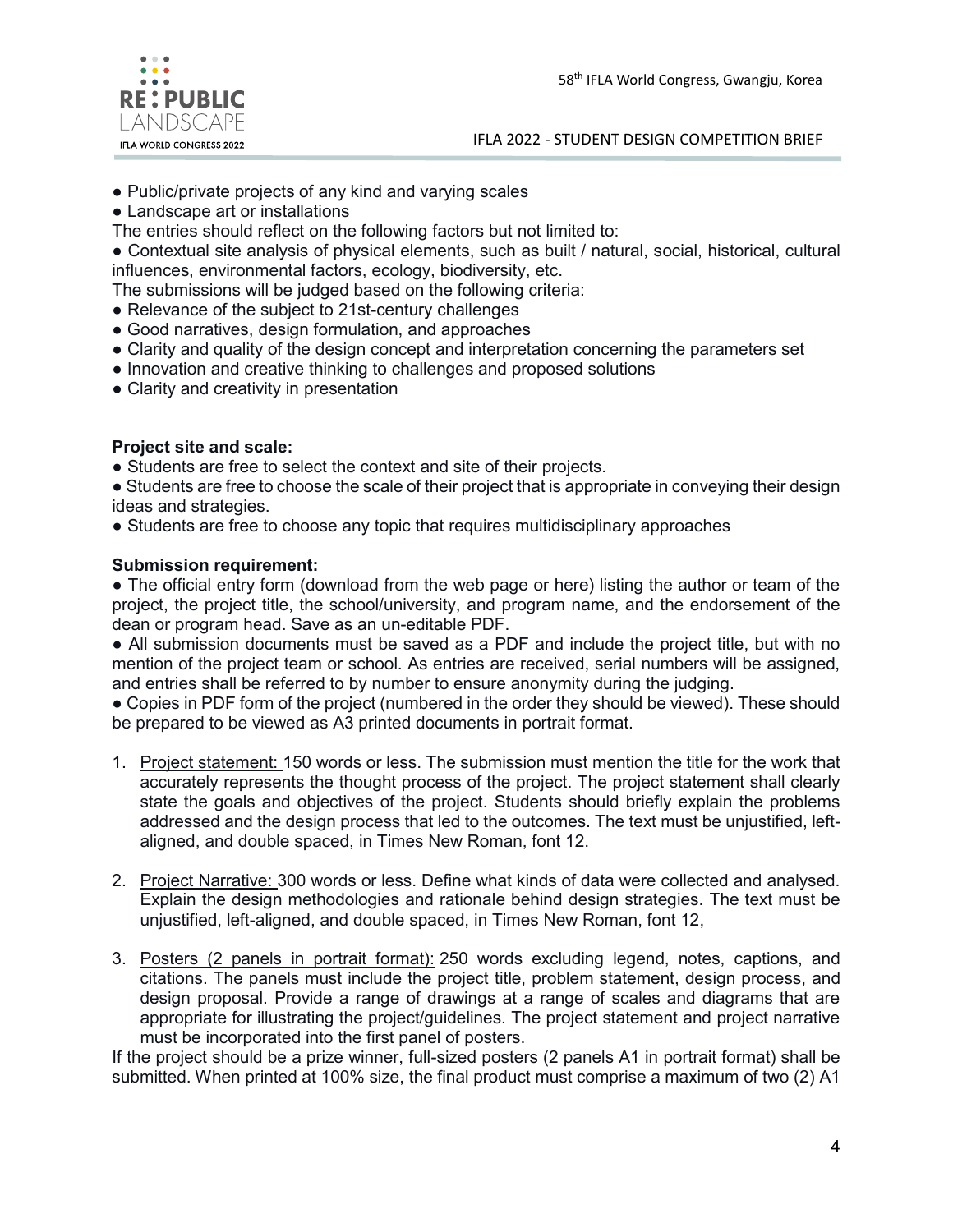- Public/private projects of any kind and varying scales
- Landscape art or installations

The entries should reflect on the following factors but not limited to:

- Contextual site analysis of physical elements, such as built / natural, social, historical, cultural influences, environmental factors, ecology, biodiversity, etc.

The submissions will be judged based on the following criteria:

- Relevance of the subject to 21st-century challenges
- Good narratives, design formulation, and approaches
- Clarity and quality of the design concept and interpretation concerning the parameters set
- Innovation and creative thinking to challenges and proposed solutions
- Clarity and creativity in presentation

**Project site and scale:**

- Students are free to select the context and site of their projects.
- Students are free to choose the scale of their project that is appropriate in conveying their design ideas and strategies.
- Students are free to choose any topic that requires multidisciplinary approaches

**Submission requirement:**

- The official entry form (download from the web page or here) listing the author or team of the project, the project title, the school/university, and program name, and the endorsement of the dean or program head. Save as an un-editable PDF.
- All submission documents must be saved as a PDF and include the project title, but with no mention of the project team or school. As entries are received, serial numbers will be assigned, and entries shall be referred to by number to ensure anonymity during the judging.
- Copies in PDF form of the project (numbered in the order they should be viewed). These should be prepared to be viewed as A3 printed documents in portrait format.

1. Project statement: 150 words or less. The submission must mention the title for the work that accurately represents the thought process of the project. The project statement shall clearly state the goals and objectives of the project. Students should briefly explain the problems addressed and the design process that led to the outcomes. The text must be unjustified, left-aligned, and double spaced, in Times New Roman, font 12.

2. Project Narrative: 300 words or less. Define what kinds of data were collected and analysed. Explain the design methodologies and rationale behind design strategies. The text must be unjustified, left-aligned, and double spaced, in Times New Roman, font 12,

3. Posters (2 panels in portrait format): 250 words excluding legend, notes, captions, and citations. The panels must include the project title, problem statement, design process, and design proposal. Provide a range of drawings at a range of scales and diagrams that are appropriate for illustrating the project/guidelines. The project statement and project narrative must be incorporated into the first panel of posters.

If the project should be a prize winner, full-sized posters (2 panels A1 in portrait format) shall be submitted. When printed at 100% size, the final product must comprise a maximum of two (2) A1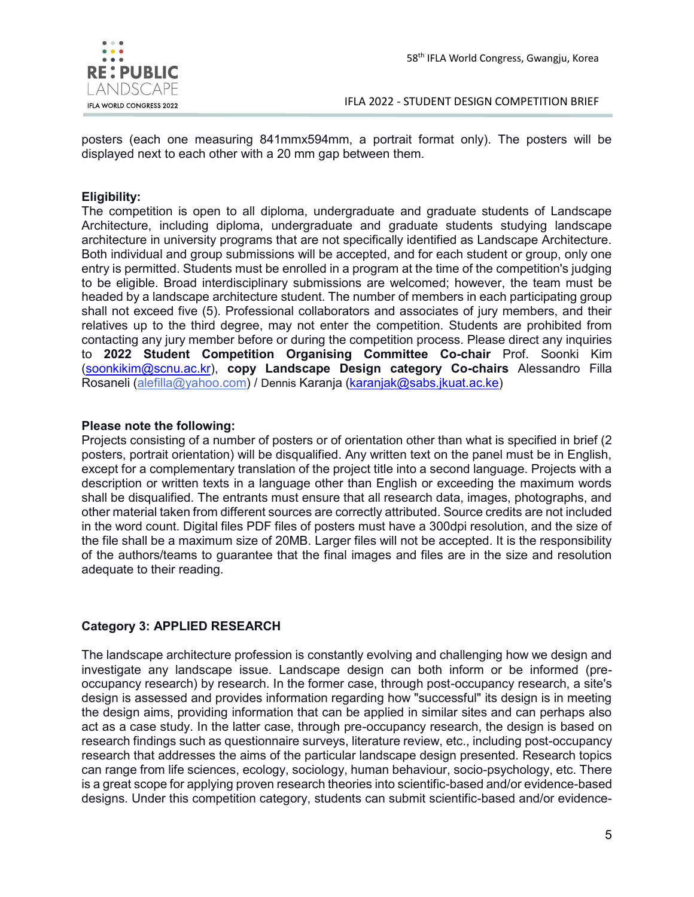posters (each one measuring 841mmx594mm, a portrait format only). The posters will be displayed next to each other with a 20 mm gap between them.

**Eligibility:**
The competition is open to all diploma, undergraduate and graduate students of Landscape Architecture, including diploma, undergraduate and graduate students studying landscape architecture in university programs that are not specifically identified as Landscape Architecture. Both individual and group submissions will be accepted, and for each student or group, only one entry is permitted. Students must be enrolled in a program at the time of the competition's judging to be eligible. Broad interdisciplinary submissions are welcomed; however, the team must be headed by a landscape architecture student. The number of members in each participating group shall not exceed five (5). Professional collaborators and associates of jury members, and their relatives up to the third degree, may not enter the competition. Students are prohibited from contacting any jury member before or during the competition process. Please direct any inquiries to **2022 Student Competition Organising Committee Co-chair** Prof. Soonki Kim (soonkikim@scnu.ac.kr), **copy Landscape Design category Co-chairs** Alessandro Filla Rosaneli (alefilla@yahoo.com) / Dennis Karanja (karanjak@sabs.jkuat.ac.ke)

**Please note the following:**
Projects consisting of a number of posters or of orientation other than what is specified in brief (2 posters, portrait orientation) will be disqualified. Any written text on the panel must be in English, except for a complementary translation of the project title into a second language. Projects with a description or written texts in a language other than English or exceeding the maximum words shall be disqualified. The entrants must ensure that all research data, images, photographs, and other material taken from different sources are correctly attributed. Source credits are not included in the word count. Digital files PDF files of posters must have a 300dpi resolution, and the size of the file shall be a maximum size of 20MB. Larger files will not be accepted. It is the responsibility of the authors/teams to guarantee that the final images and files are in the size and resolution adequate to their reading.

## Category 3: APPLIED RESEARCH

The landscape architecture profession is constantly evolving and challenging how we design and investigate any landscape issue. Landscape design can both inform or be informed (pre-occupancy research) by research. In the former case, through post-occupancy research, a site's design is assessed and provides information regarding how "successful" its design is in meeting the design aims, providing information that can be applied in similar sites and can perhaps also act as a case study. In the latter case, through pre-occupancy research, the design is based on research findings such as questionnaire surveys, literature review, etc., including post-occupancy research that addresses the aims of the particular landscape design presented. Research topics can range from life sciences, ecology, sociology, human behaviour, socio-psychology, etc. There is a great scope for applying proven research theories into scientific-based and/or evidence-based designs. Under this competition category, students can submit scientific-based and/or evidence-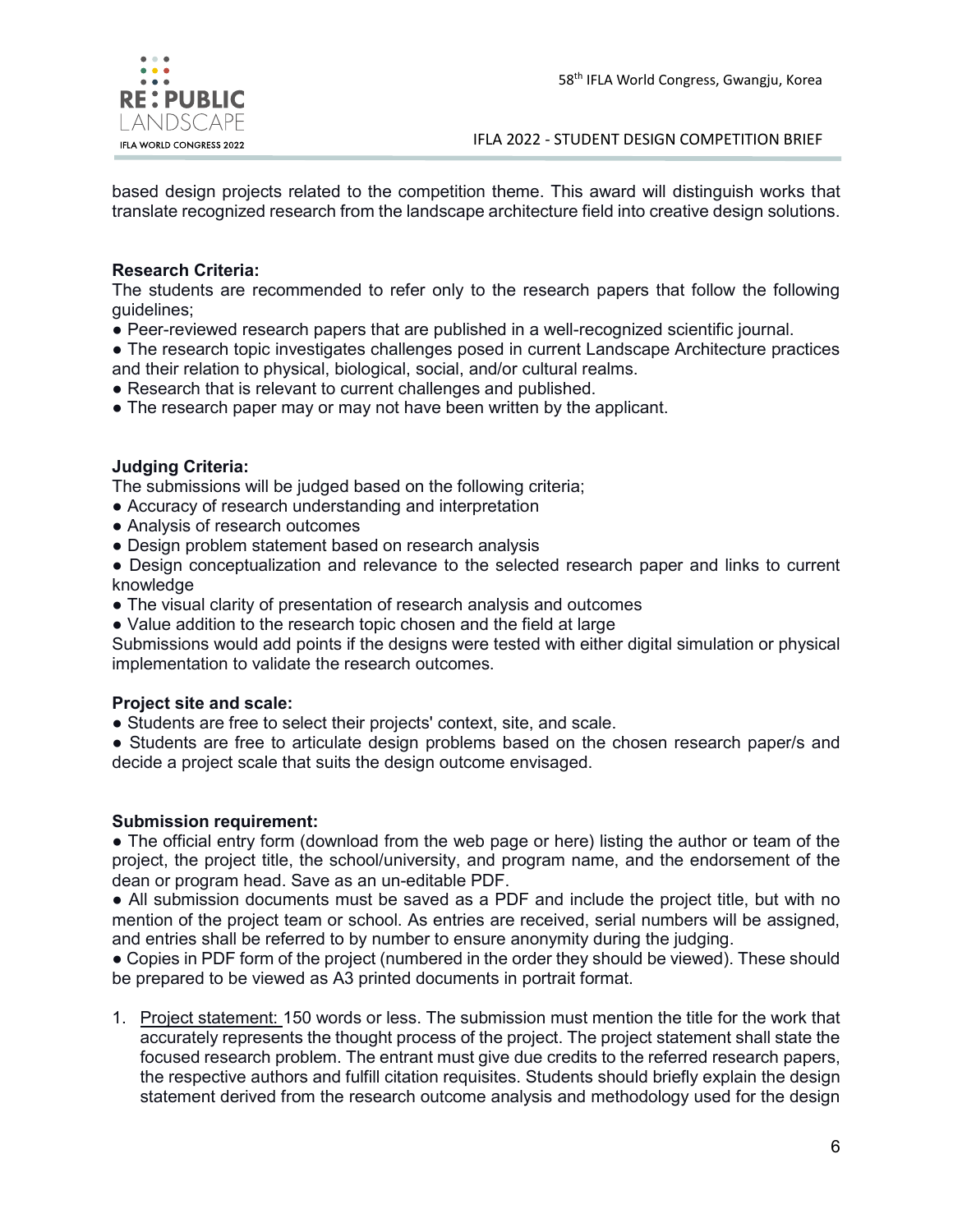based design projects related to the competition theme. This award will distinguish works that translate recognized research from the landscape architecture field into creative design solutions.

**Research Criteria:**

The students are recommended to refer only to the research papers that follow the following guidelines;

- Peer-reviewed research papers that are published in a well-recognized scientific journal.
- The research topic investigates challenges posed in current Landscape Architecture practices and their relation to physical, biological, social, and/or cultural realms.
- Research that is relevant to current challenges and published.
- The research paper may or may not have been written by the applicant.

**Judging Criteria:**

The submissions will be judged based on the following criteria;

- Accuracy of research understanding and interpretation
- Analysis of research outcomes
- Design problem statement based on research analysis
- Design conceptualization and relevance to the selected research paper and links to current knowledge
- The visual clarity of presentation of research analysis and outcomes
- Value addition to the research topic chosen and the field at large

Submissions would add points if the designs were tested with either digital simulation or physical implementation to validate the research outcomes.

**Project site and scale:**

- Students are free to select their projects' context, site, and scale.
- Students are free to articulate design problems based on the chosen research paper/s and decide a project scale that suits the design outcome envisaged.

**Submission requirement:**

- The official entry form (download from the web page or here) listing the author or team of the project, the project title, the school/university, and program name, and the endorsement of the dean or program head. Save as an un-editable PDF.
- All submission documents must be saved as a PDF and include the project title, but with no mention of the project team or school. As entries are received, serial numbers will be assigned, and entries shall be referred to by number to ensure anonymity during the judging.
- Copies in PDF form of the project (numbered in the order they should be viewed). These should be prepared to be viewed as A3 printed documents in portrait format.

1. Project statement: 150 words or less. The submission must mention the title for the work that accurately represents the thought process of the project. The project statement shall state the focused research problem. The entrant must give due credits to the referred research papers, the respective authors and fulfill citation requisites. Students should briefly explain the design statement derived from the research outcome analysis and methodology used for the design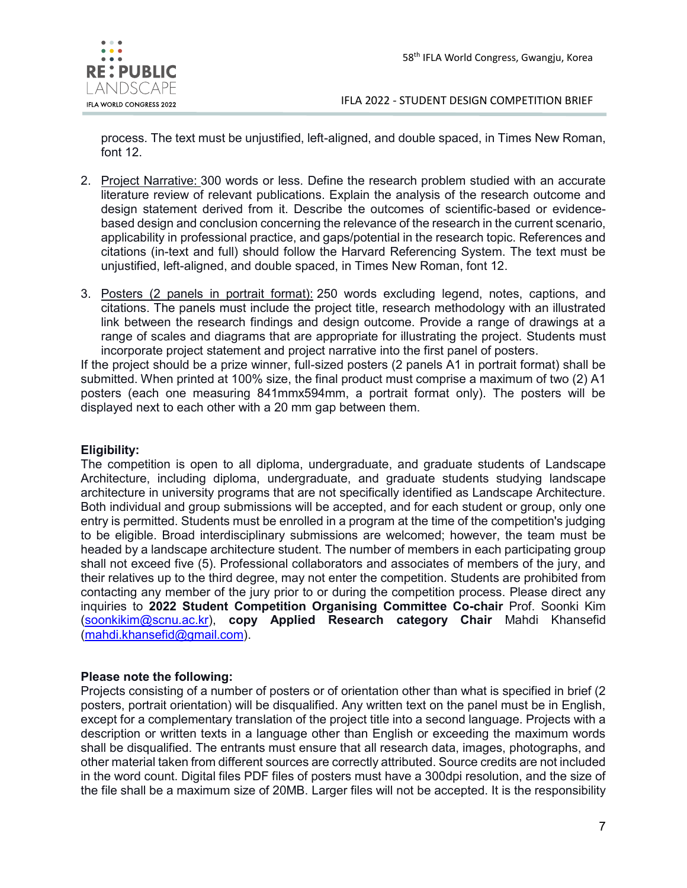process. The text must be unjustified, left-aligned, and double spaced, in Times New Roman, font 12.

2. Project Narrative: 300 words or less. Define the research problem studied with an accurate literature review of relevant publications. Explain the analysis of the research outcome and design statement derived from it. Describe the outcomes of scientific-based or evidence-based design and conclusion concerning the relevance of the research in the current scenario, applicability in professional practice, and gaps/potential in the research topic. References and citations (in-text and full) should follow the Harvard Referencing System. The text must be unjustified, left-aligned, and double spaced, in Times New Roman, font 12.

3. Posters (2 panels in portrait format): 250 words excluding legend, notes, captions, and citations. The panels must include the project title, research methodology with an illustrated link between the research findings and design outcome. Provide a range of drawings at a range of scales and diagrams that are appropriate for illustrating the project. Students must incorporate project statement and project narrative into the first panel of posters.

If the project should be a prize winner, full-sized posters (2 panels A1 in portrait format) shall be submitted. When printed at 100% size, the final product must comprise a maximum of two (2) A1 posters (each one measuring 841mmx594mm, a portrait format only). The posters will be displayed next to each other with a 20 mm gap between them.

**Eligibility:**

The competition is open to all diploma, undergraduate, and graduate students of Landscape Architecture, including diploma, undergraduate, and graduate students studying landscape architecture in university programs that are not specifically identified as Landscape Architecture. Both individual and group submissions will be accepted, and for each student or group, only one entry is permitted. Students must be enrolled in a program at the time of the competition's judging to be eligible. Broad interdisciplinary submissions are welcomed; however, the team must be headed by a landscape architecture student. The number of members in each participating group shall not exceed five (5). Professional collaborators and associates of members of the jury, and their relatives up to the third degree, may not enter the competition. Students are prohibited from contacting any member of the jury prior to or during the competition process. Please direct any inquiries to **2022 Student Competition Organising Committee Co-chair** Prof. Soonki Kim (soonkikim@scnu.ac.kr), **copy Applied Research category Chair** Mahdi Khansefid (mahdi.khansefid@gmail.com).

**Please note the following:**

Projects consisting of a number of posters or of orientation other than what is specified in brief (2 posters, portrait orientation) will be disqualified. Any written text on the panel must be in English, except for a complementary translation of the project title into a second language. Projects with a description or written texts in a language other than English or exceeding the maximum words shall be disqualified. The entrants must ensure that all research data, images, photographs, and other material taken from different sources are correctly attributed. Source credits are not included in the word count. Digital files PDF files of posters must have a 300dpi resolution, and the size of the file shall be a maximum size of 20MB. Larger files will not be accepted. It is the responsibility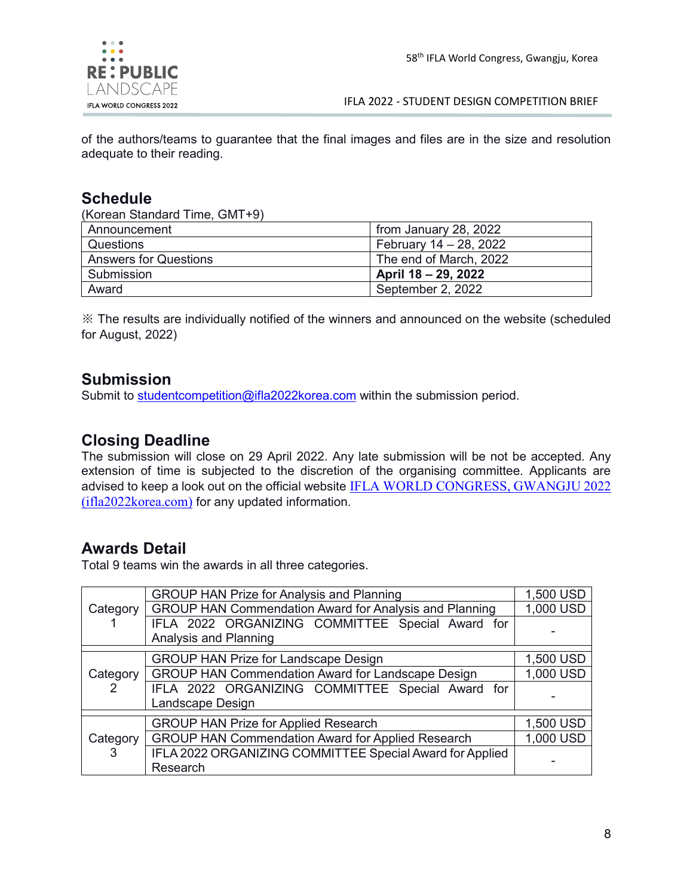of the authors/teams to guarantee that the final images and files are in the size and resolution adequate to their reading.

## Schedule

(Korean Standard Time, GMT+9)

| Announcement | from January 28, 2022 |
| --- | --- |
| Questions | February 14 – 28, 2022 |
| Answers for Questions | The end of March, 2022 |
| Submission | **April 18 – 29, 2022** |
| Award | September 2, 2022 |

※ The results are individually notified of the winners and announced on the website (scheduled for August, 2022)

## Submission

Submit to studentcompetition@ifla2022korea.com within the submission period.

## Closing Deadline

The submission will close on 29 April 2022. Any late submission will be not be accepted. Any extension of time is subjected to the discretion of the organising committee. Applicants are advised to keep a look out on the official website IFLA WORLD CONGRESS, GWANGJU 2022 (ifla2022korea.com) for any updated information.

## Awards Detail

Total 9 teams win the awards in all three categories.

| | | |
| --- | --- | --- |
| Category 1 | GROUP HAN Prize for Analysis and Planning | 1,500 USD |
| | GROUP HAN Commendation Award for Analysis and Planning | 1,000 USD |
| | IFLA 2022 ORGANIZING COMMITTEE Special Award for Analysis and Planning | - |
| Category 2 | GROUP HAN Prize for Landscape Design | 1,500 USD |
| | GROUP HAN Commendation Award for Landscape Design | 1,000 USD |
| | IFLA 2022 ORGANIZING COMMITTEE Special Award for Landscape Design | - |
| Category 3 | GROUP HAN Prize for Applied Research | 1,500 USD |
| | GROUP HAN Commendation Award for Applied Research | 1,000 USD |
| | IFLA 2022 ORGANIZING COMMITTEE Special Award for Applied Research | - |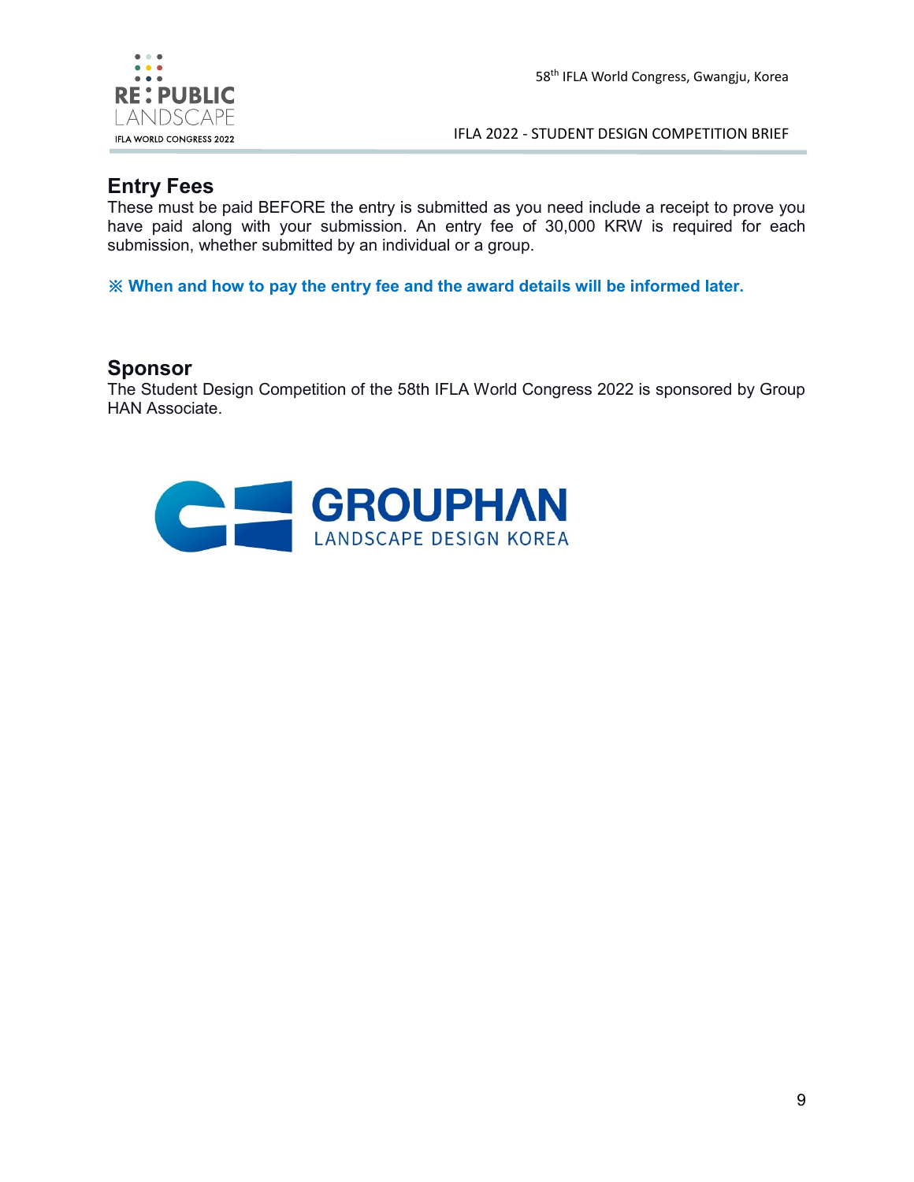## Entry Fees

These must be paid BEFORE the entry is submitted as you need include a receipt to prove you have paid along with your submission. An entry fee of 30,000 KRW is required for each submission, whether submitted by an individual or a group.

**※ When and how to pay the entry fee and the award details will be informed later.**

## Sponsor

The Student Design Competition of the 58th IFLA World Congress 2022 is sponsored by Group HAN Associate.